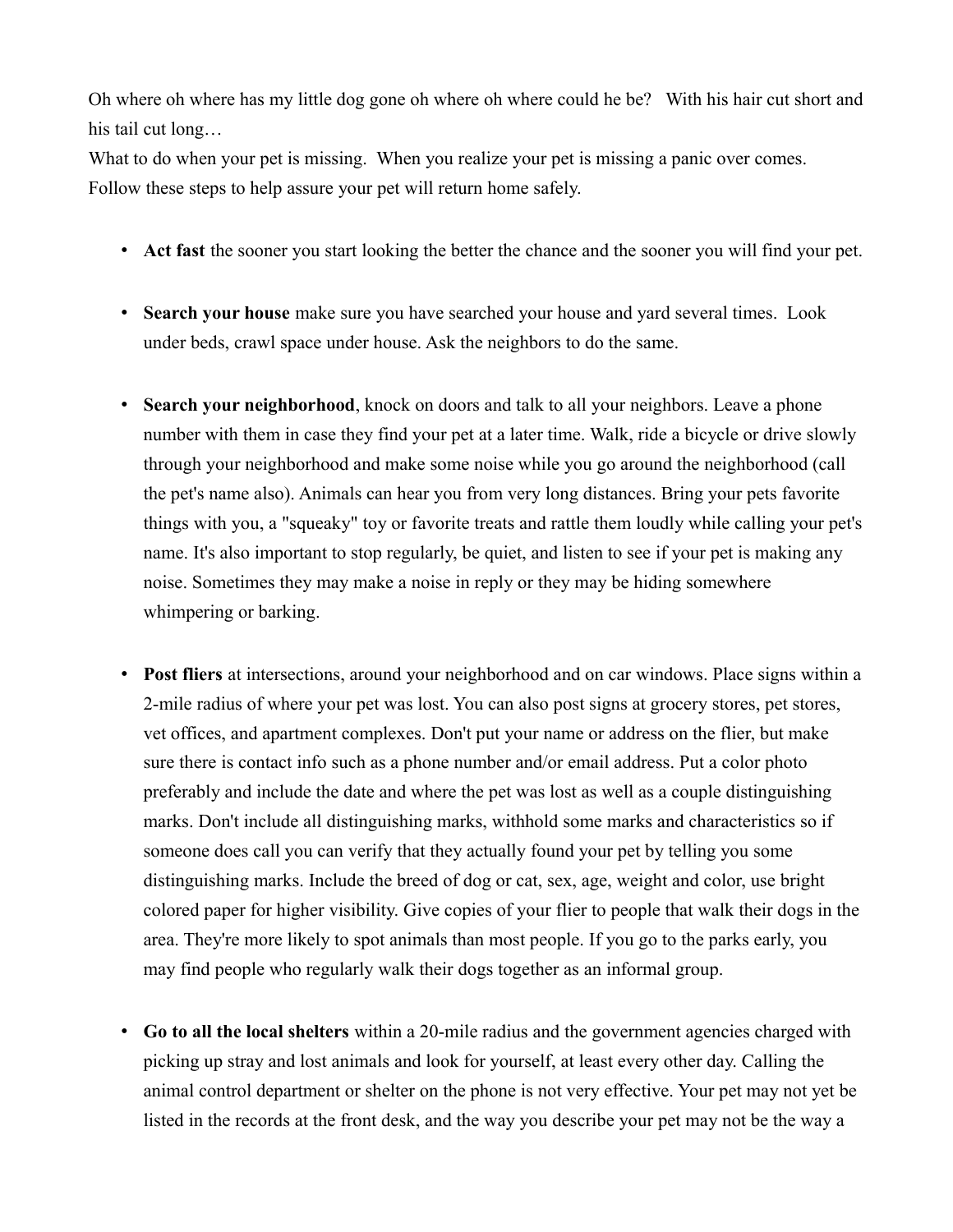Oh where oh where has my little dog gone oh where oh where could he be? With his hair cut short and his tail cut long…

What to do when your pet is missing. When you realize your pet is missing a panic over comes. Follow these steps to help assure your pet will return home safely.

- **Act fast** the sooner you start looking the better the chance and the sooner you will find your pet.

- **Search your house** make sure you have searched your house and yard several times. Look under beds, crawl space under house. Ask the neighbors to do the same.

- **Search your neighborhood**, knock on doors and talk to all your neighbors. Leave a phone number with them in case they find your pet at a later time. Walk, ride a bicycle or drive slowly through your neighborhood and make some noise while you go around the neighborhood (call the pet's name also). Animals can hear you from very long distances. Bring your pets favorite things with you, a "squeaky" toy or favorite treats and rattle them loudly while calling your pet's name. It's also important to stop regularly, be quiet, and listen to see if your pet is making any noise. Sometimes they may make a noise in reply or they may be hiding somewhere whimpering or barking.

- **Post fliers** at intersections, around your neighborhood and on car windows. Place signs within a 2-mile radius of where your pet was lost. You can also post signs at grocery stores, pet stores, vet offices, and apartment complexes. Don't put your name or address on the flier, but make sure there is contact info such as a phone number and/or email address. Put a color photo preferably and include the date and where the pet was lost as well as a couple distinguishing marks. Don't include all distinguishing marks, withhold some marks and characteristics so if someone does call you can verify that they actually found your pet by telling you some distinguishing marks. Include the breed of dog or cat, sex, age, weight and color, use bright colored paper for higher visibility. Give copies of your flier to people that walk their dogs in the area. They're more likely to spot animals than most people. If you go to the parks early, you may find people who regularly walk their dogs together as an informal group.

- **Go to all the local shelters** within a 20-mile radius and the government agencies charged with picking up stray and lost animals and look for yourself, at least every other day. Calling the animal control department or shelter on the phone is not very effective. Your pet may not yet be listed in the records at the front desk, and the way you describe your pet may not be the way a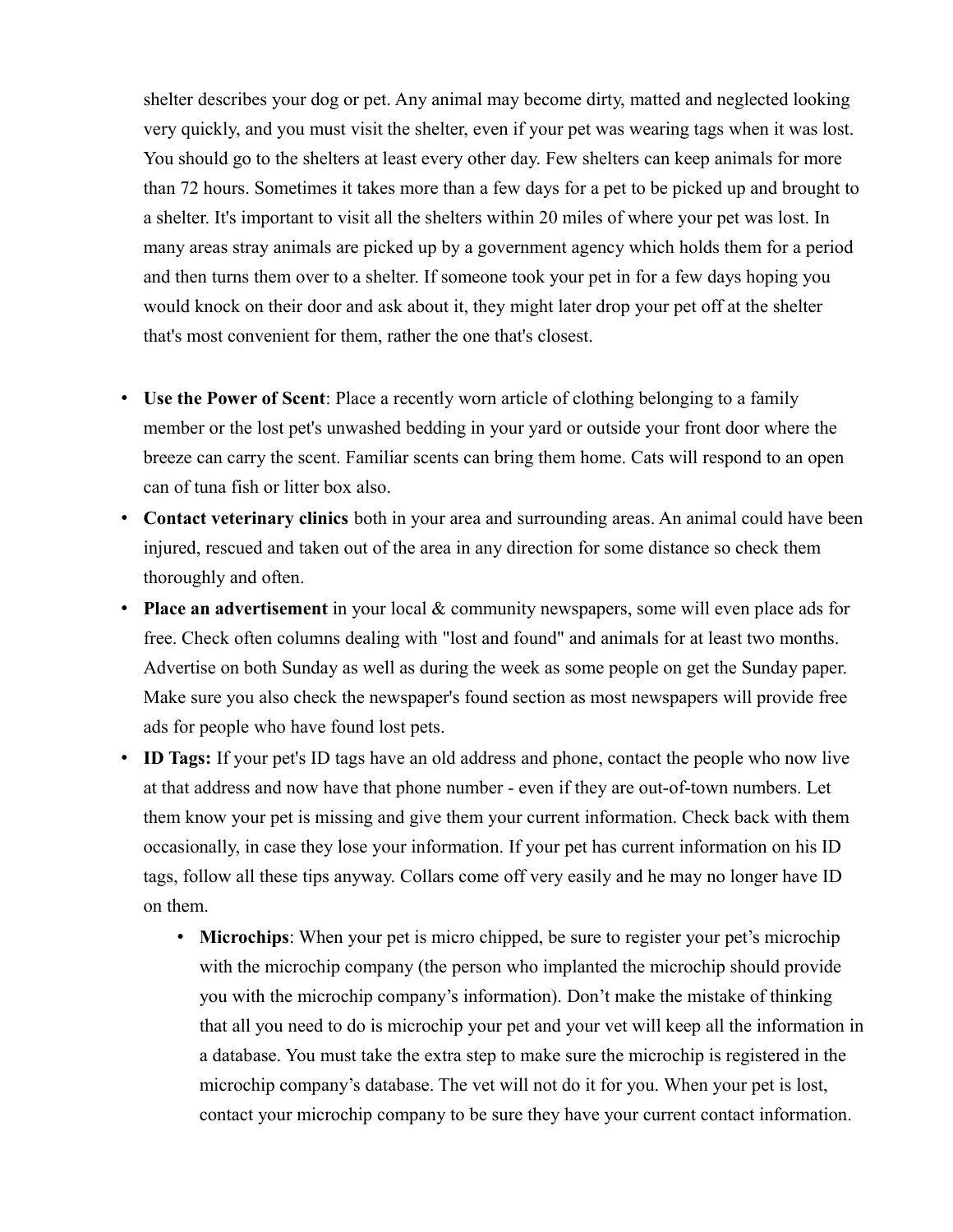shelter describes your dog or pet. Any animal may become dirty, matted and neglected looking very quickly, and you must visit the shelter, even if your pet was wearing tags when it was lost. You should go to the shelters at least every other day. Few shelters can keep animals for more than 72 hours. Sometimes it takes more than a few days for a pet to be picked up and brought to a shelter. It's important to visit all the shelters within 20 miles of where your pet was lost. In many areas stray animals are picked up by a government agency which holds them for a period and then turns them over to a shelter. If someone took your pet in for a few days hoping you would knock on their door and ask about it, they might later drop your pet off at the shelter that's most convenient for them, rather the one that's closest.

- **Use the Power of Scent**: Place a recently worn article of clothing belonging to a family member or the lost pet's unwashed bedding in your yard or outside your front door where the breeze can carry the scent. Familiar scents can bring them home. Cats will respond to an open can of tuna fish or litter box also.
- **Contact veterinary clinics** both in your area and surrounding areas. An animal could have been injured, rescued and taken out of the area in any direction for some distance so check them thoroughly and often.
- **Place an advertisement** in your local & community newspapers, some will even place ads for free. Check often columns dealing with "lost and found" and animals for at least two months. Advertise on both Sunday as well as during the week as some people on get the Sunday paper. Make sure you also check the newspaper's found section as most newspapers will provide free ads for people who have found lost pets.
- **ID Tags:** If your pet's ID tags have an old address and phone, contact the people who now live at that address and now have that phone number - even if they are out-of-town numbers. Let them know your pet is missing and give them your current information. Check back with them occasionally, in case they lose your information. If your pet has current information on his ID tags, follow all these tips anyway. Collars come off very easily and he may no longer have ID on them.
  - **Microchips**: When your pet is micro chipped, be sure to register your pet's microchip with the microchip company (the person who implanted the microchip should provide you with the microchip company's information). Don't make the mistake of thinking that all you need to do is microchip your pet and your vet will keep all the information in a database. You must take the extra step to make sure the microchip is registered in the microchip company's database. The vet will not do it for you. When your pet is lost, contact your microchip company to be sure they have your current contact information.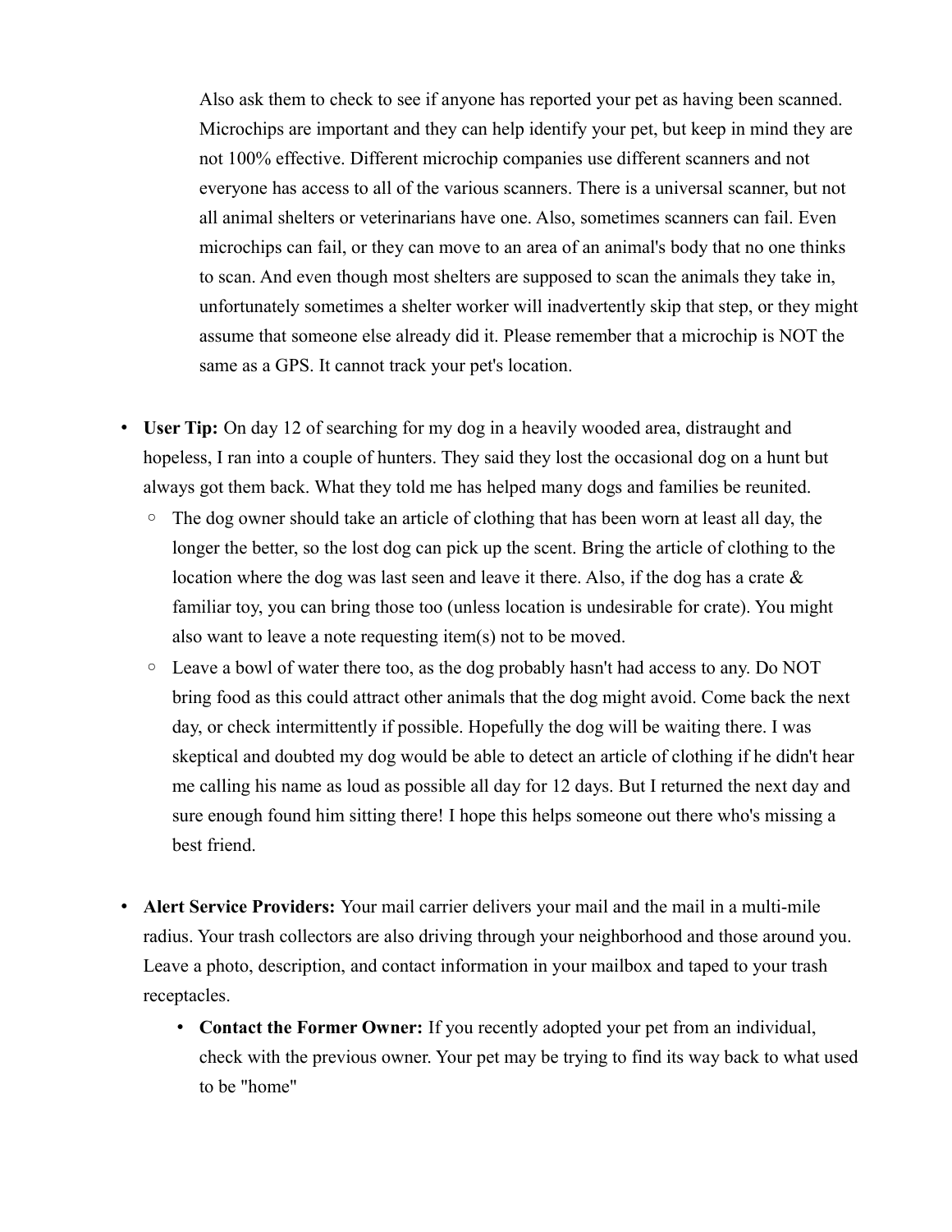Also ask them to check to see if anyone has reported your pet as having been scanned. Microchips are important and they can help identify your pet, but keep in mind they are not 100% effective. Different microchip companies use different scanners and not everyone has access to all of the various scanners. There is a universal scanner, but not all animal shelters or veterinarians have one. Also, sometimes scanners can fail. Even microchips can fail, or they can move to an area of an animal's body that no one thinks to scan. And even though most shelters are supposed to scan the animals they take in, unfortunately sometimes a shelter worker will inadvertently skip that step, or they might assume that someone else already did it. Please remember that a microchip is NOT the same as a GPS. It cannot track your pet's location.

- **User Tip:** On day 12 of searching for my dog in a heavily wooded area, distraught and hopeless, I ran into a couple of hunters. They said they lost the occasional dog on a hunt but always got them back. What they told me has helped many dogs and families be reunited.
  - The dog owner should take an article of clothing that has been worn at least all day, the longer the better, so the lost dog can pick up the scent. Bring the article of clothing to the location where the dog was last seen and leave it there. Also, if the dog has a crate & familiar toy, you can bring those too (unless location is undesirable for crate). You might also want to leave a note requesting item(s) not to be moved.
  - Leave a bowl of water there too, as the dog probably hasn't had access to any. Do NOT bring food as this could attract other animals that the dog might avoid. Come back the next day, or check intermittently if possible. Hopefully the dog will be waiting there. I was skeptical and doubted my dog would be able to detect an article of clothing if he didn't hear me calling his name as loud as possible all day for 12 days. But I returned the next day and sure enough found him sitting there! I hope this helps someone out there who's missing a best friend.

- **Alert Service Providers:** Your mail carrier delivers your mail and the mail in a multi-mile radius. Your trash collectors are also driving through your neighborhood and those around you. Leave a photo, description, and contact information in your mailbox and taped to your trash receptacles.
  - **Contact the Former Owner:** If you recently adopted your pet from an individual, check with the previous owner. Your pet may be trying to find its way back to what used to be "home"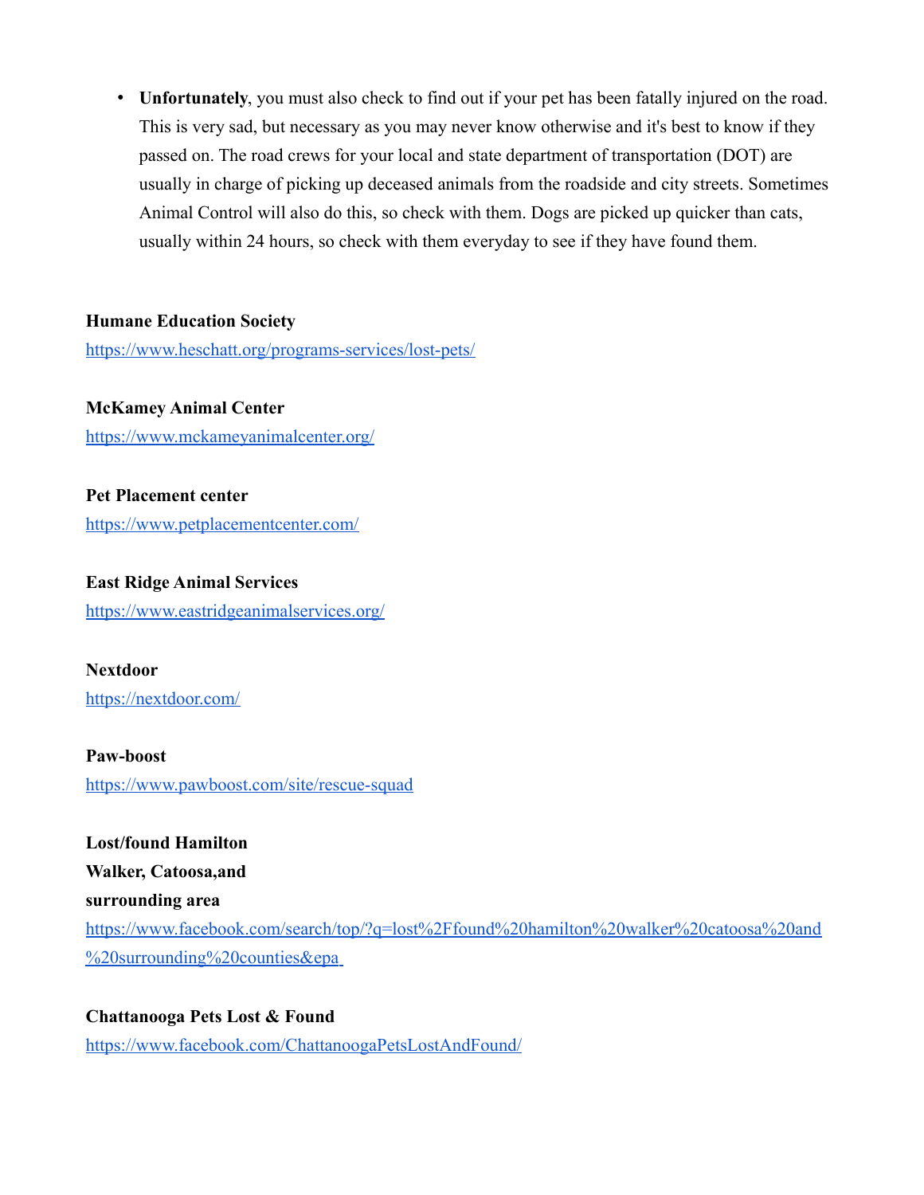- **Unfortunately**, you must also check to find out if your pet has been fatally injured on the road. This is very sad, but necessary as you may never know otherwise and it's best to know if they passed on. The road crews for your local and state department of transportation (DOT) are usually in charge of picking up deceased animals from the roadside and city streets. Sometimes Animal Control will also do this, so check with them. Dogs are picked up quicker than cats, usually within 24 hours, so check with them everyday to see if they have found them.

**Humane Education Society**
[https://www.heschatt.org/programs-services/lost-pets/](https://www.heschatt.org/programs-services/lost-pets/)

**McKamey Animal Center**
[https://www.mckameyanimalcenter.org/](https://www.mckameyanimalcenter.org/)

**Pet Placement center**
[https://www.petplacementcenter.com/](https://www.petplacementcenter.com/)

**East Ridge Animal Services**
[https://www.eastridgeanimalservices.org/](https://www.eastridgeanimalservices.org/)

**Nextdoor**
[https://nextdoor.com/](https://nextdoor.com/)

**Paw-boost**
[https://www.pawboost.com/site/rescue-squad](https://www.pawboost.com/site/rescue-squad)

**Lost/found Hamilton**
**Walker, Catoosa,and**
**surrounding area**
[https://www.facebook.com/search/top/?q=lost%2Ffound%20hamilton%20walker%20catoosa%20and%20surrounding%20counties&epa](https://www.facebook.com/search/top/?q=lost%2Ffound%20hamilton%20walker%20catoosa%20and%20surrounding%20counties&epa)

**Chattanooga Pets Lost & Found**
[https://www.facebook.com/ChattanoogaPetsLostAndFound/](https://www.facebook.com/ChattanoogaPetsLostAndFound/)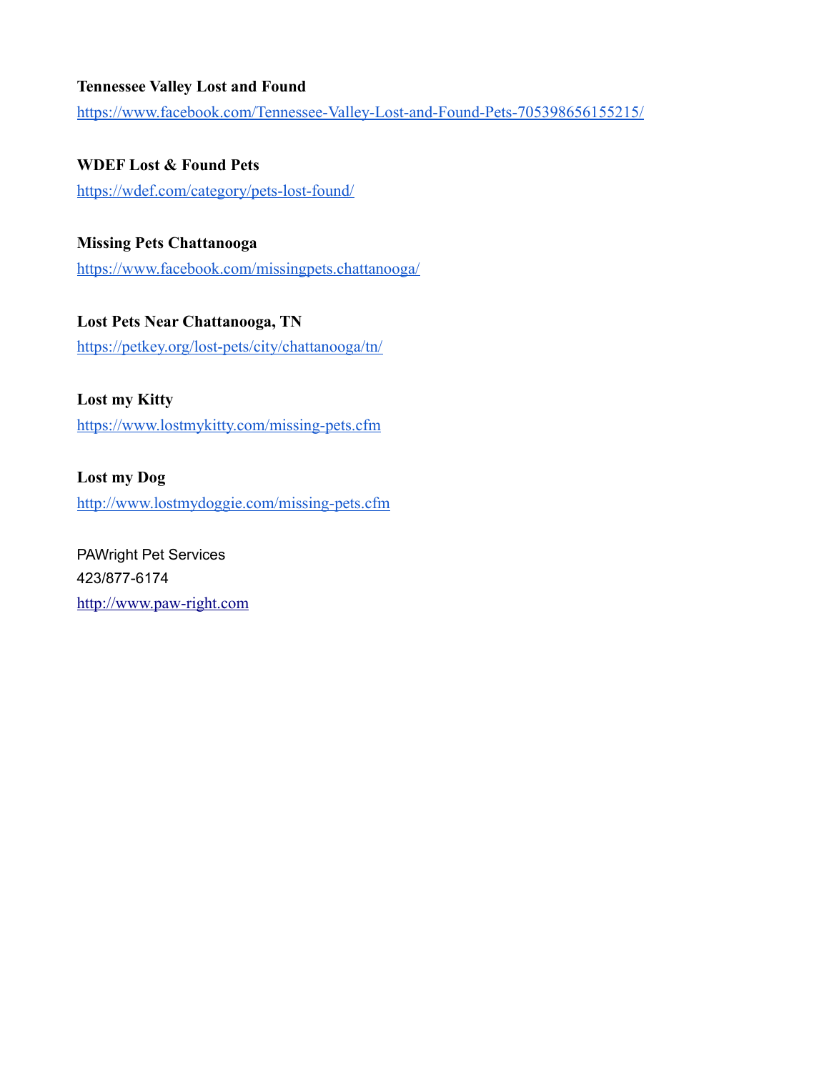**Tennessee Valley Lost and Found**

https://www.facebook.com/Tennessee-Valley-Lost-and-Found-Pets-705398656155215/

**WDEF Lost & Found Pets**

https://wdef.com/category/pets-lost-found/

**Missing Pets Chattanooga**

https://www.facebook.com/missingpets.chattanooga/

**Lost Pets Near Chattanooga, TN**

https://petkey.org/lost-pets/city/chattanooga/tn/

**Lost my Kitty**

https://www.lostmykitty.com/missing-pets.cfm

**Lost my Dog**

http://www.lostmydoggie.com/missing-pets.cfm

PAWright Pet Services
423/877-6174
http://www.paw-right.com